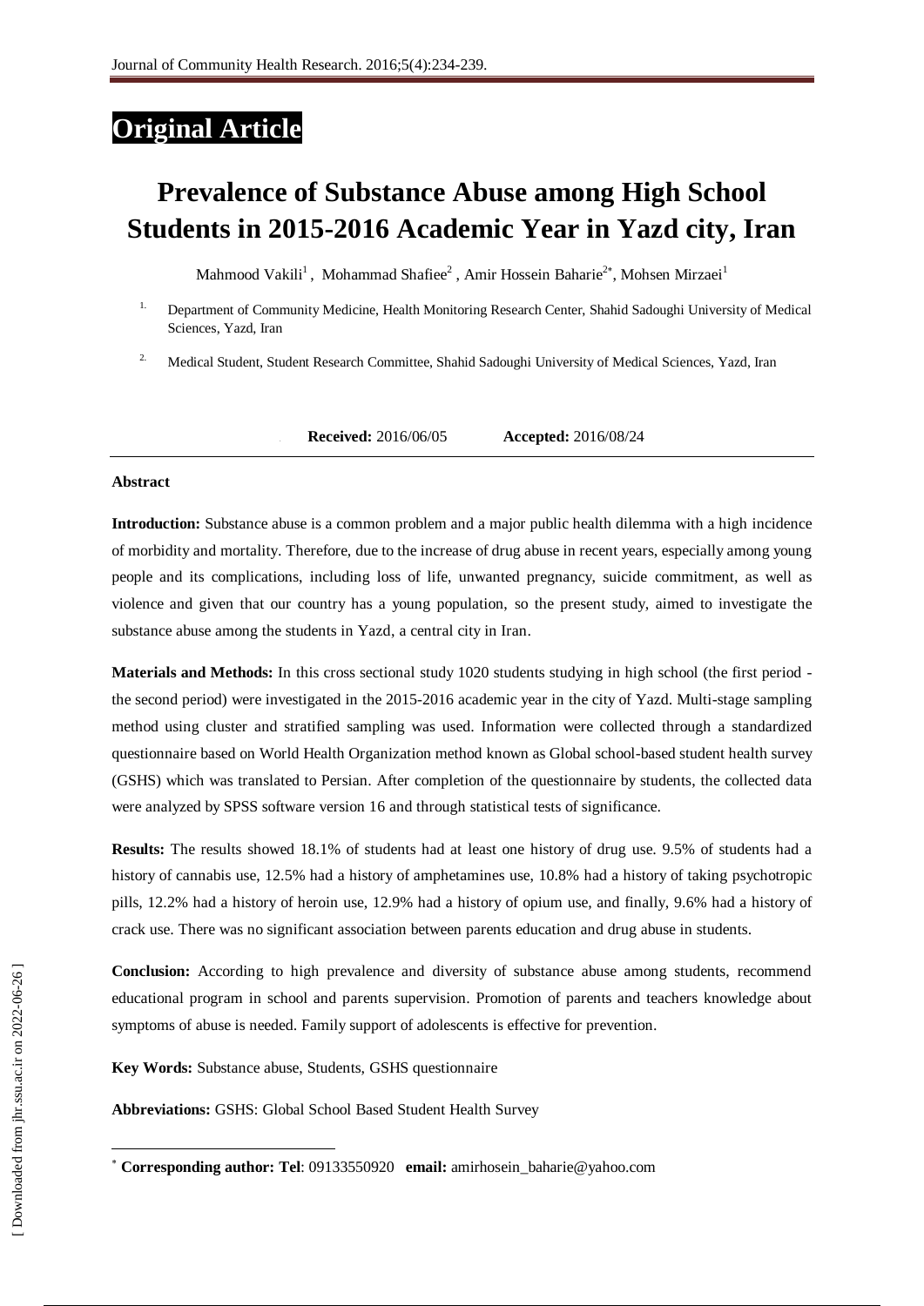# Original Article

# Prevalence of Substance Abuse among High School Students in 2015-2016 Academic Year in Yazd city, Iran

Mahmood Vakili[1], Mohammad Shafiee[2], Amir Hossein Baharie[2*], Mohsen Mirzaei[1]

1. Department of Community Medicine, Health Monitoring Research Center, Shahid Sadoughi University of Medical Sciences, Yazd, Iran

2. Medical Student, Student Research Committee, Shahid Sadoughi University of Medical Sciences, Yazd, Iran

**Received:** 2016/06/05 **Accepted:** 2016/08/24

**Abstract**

**Introduction:** Substance abuse is a common problem and a major public health dilemma with a high incidence of morbidity and mortality. Therefore, due to the increase of drug abuse in recent years, especially among young people and its complications, including loss of life, unwanted pregnancy, suicide commitment, as well as violence and given that our country has a young population, so the present study, aimed to investigate the substance abuse among the students in Yazd, a central city in Iran.

**Materials and Methods:** In this cross sectional study 1020 students studying in high school (the first period - the second period) were investigated in the 2015-2016 academic year in the city of Yazd. Multi-stage sampling method using cluster and stratified sampling was used. Information were collected through a standardized questionnaire based on World Health Organization method known as Global school-based student health survey (GSHS) which was translated to Persian. After completion of the questionnaire by students, the collected data were analyzed by SPSS software version 16 and through statistical tests of significance.

**Results:** The results showed 18.1% of students had at least one history of drug use. 9.5% of students had a history of cannabis use, 12.5% had a history of amphetamines use, 10.8% had a history of taking psychotropic pills, 12.2% had a history of heroin use, 12.9% had a history of opium use, and finally, 9.6% had a history of crack use. There was no significant association between parents education and drug abuse in students.

**Conclusion:** According to high prevalence and diversity of substance abuse among students, recommend educational program in school and parents supervision. Promotion of parents and teachers knowledge about symptoms of abuse is needed. Family support of adolescents is effective for prevention.

**Key Words:** Substance abuse, Students, GSHS questionnaire

**Abbreviations:** GSHS: Global School Based Student Health Survey

* **Corresponding author: Tel**: 09133550920 **email:** amirhosein_baharie@yahoo.com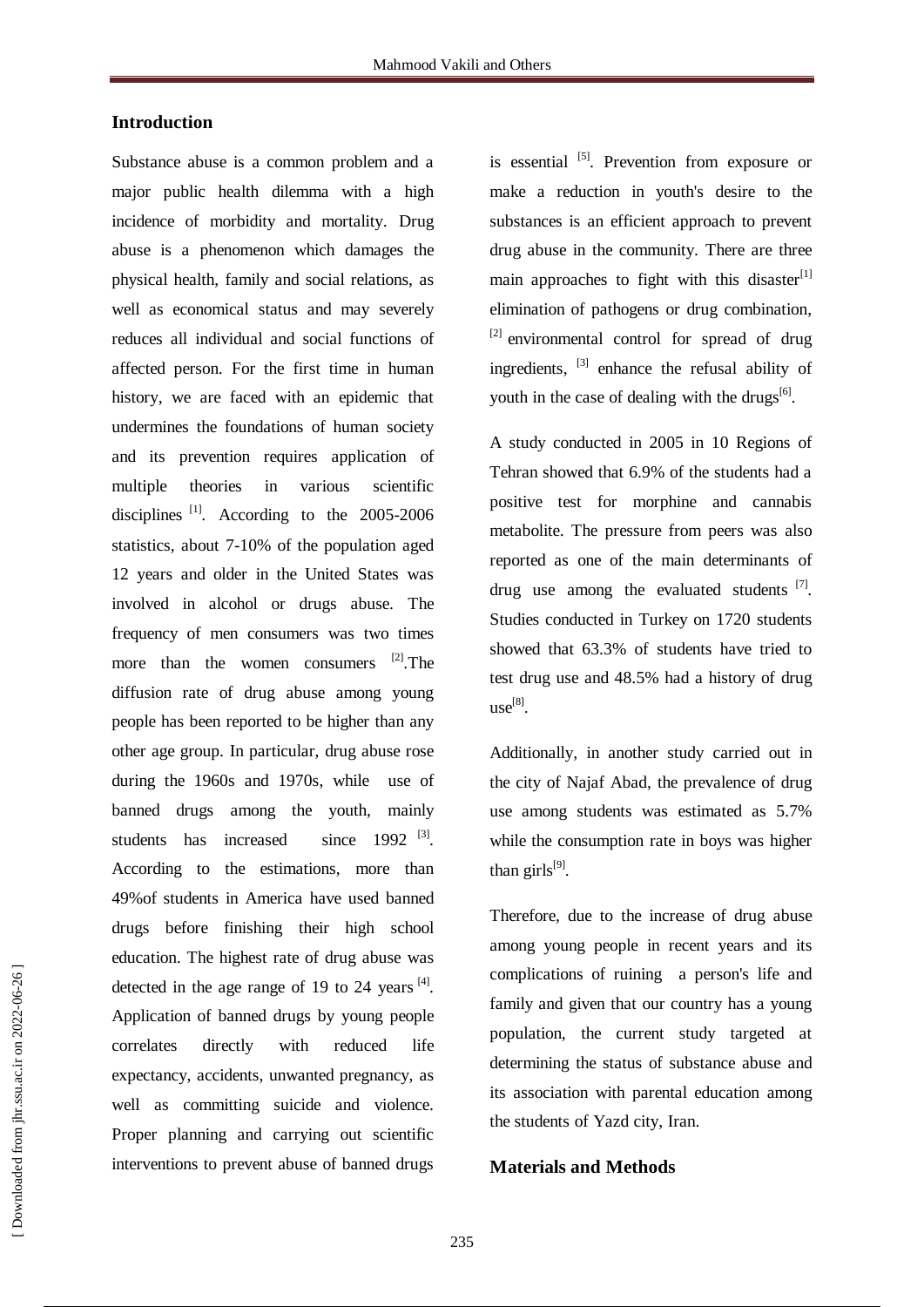## Introduction

Substance abuse is a common problem and a major public health dilemma with a high incidence of morbidity and mortality. Drug abuse is a phenomenon which damages the physical health, family and social relations, as well as economical status and may severely reduces all individual and social functions of affected person. For the first time in human history, we are faced with an epidemic that undermines the foundations of human society and its prevention requires application of multiple theories in various scientific disciplines [1]. According to the 2005-2006 statistics, about 7-10% of the population aged 12 years and older in the United States was involved in alcohol or drugs abuse. The frequency of men consumers was two times more than the women consumers [2].The diffusion rate of drug abuse among young people has been reported to be higher than any other age group. In particular, drug abuse rose during the 1960s and 1970s, while use of banned drugs among the youth, mainly students has increased since 1992 [3]. According to the estimations, more than 49%of students in America have used banned drugs before finishing their high school education. The highest rate of drug abuse was detected in the age range of 19 to 24 years [4]. Application of banned drugs by young people correlates directly with reduced life expectancy, accidents, unwanted pregnancy, as well as committing suicide and violence. Proper planning and carrying out scientific interventions to prevent abuse of banned drugs is essential [5]. Prevention from exposure or make a reduction in youth's desire to the substances is an efficient approach to prevent drug abuse in the community. There are three main approaches to fight with this disaster[1] elimination of pathogens or drug combination, [2] environmental control for spread of drug ingredients, [3] enhance the refusal ability of youth in the case of dealing with the drugs[6].

A study conducted in 2005 in 10 Regions of Tehran showed that 6.9% of the students had a positive test for morphine and cannabis metabolite. The pressure from peers was also reported as one of the main determinants of drug use among the evaluated students [7]. Studies conducted in Turkey on 1720 students showed that 63.3% of students have tried to test drug use and 48.5% had a history of drug use[8].

Additionally, in another study carried out in the city of Najaf Abad, the prevalence of drug use among students was estimated as 5.7% while the consumption rate in boys was higher than girls[9].

Therefore, due to the increase of drug abuse among young people in recent years and its complications of ruining a person's life and family and given that our country has a young population, the current study targeted at determining the status of substance abuse and its association with parental education among the students of Yazd city, Iran.

## Materials and Methods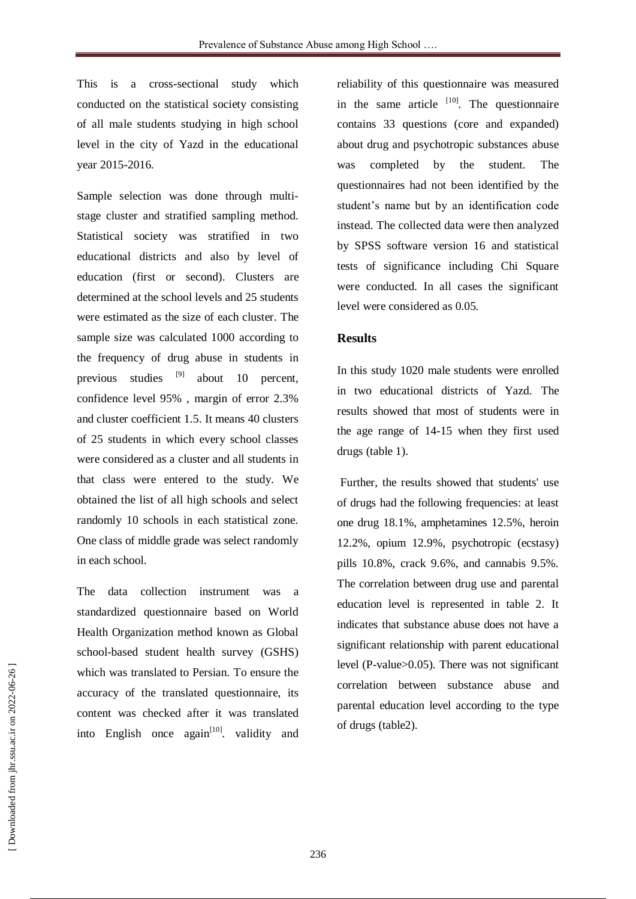This is a cross-sectional study which conducted on the statistical society consisting of all male students studying in high school level in the city of Yazd in the educational year 2015-2016.

Sample selection was done through multi-stage cluster and stratified sampling method. Statistical society was stratified in two educational districts and also by level of education (first or second). Clusters are determined at the school levels and 25 students were estimated as the size of each cluster. The sample size was calculated 1000 according to the frequency of drug abuse in students in previous studies [9] about 10 percent, confidence level 95% , margin of error 2.3% and cluster coefficient 1.5. It means 40 clusters of 25 students in which every school classes were considered as a cluster and all students in that class were entered to the study. We obtained the list of all high schools and select randomly 10 schools in each statistical zone. One class of middle grade was select randomly in each school.

The data collection instrument was a standardized questionnaire based on World Health Organization method known as Global school-based student health survey (GSHS) which was translated to Persian. To ensure the accuracy of the translated questionnaire, its content was checked after it was translated into English once again[10]. validity and reliability of this questionnaire was measured in the same article [10]. The questionnaire contains 33 questions (core and expanded) about drug and psychotropic substances abuse was completed by the student. The questionnaires had not been identified by the student's name but by an identification code instead. The collected data were then analyzed by SPSS software version 16 and statistical tests of significance including Chi Square were conducted. In all cases the significant level were considered as 0.05.

## Results

In this study 1020 male students were enrolled in two educational districts of Yazd. The results showed that most of students were in the age range of 14-15 when they first used drugs (table 1).

Further, the results showed that students' use of drugs had the following frequencies: at least one drug 18.1%, amphetamines 12.5%, heroin 12.2%, opium 12.9%, psychotropic (ecstasy) pills 10.8%, crack 9.6%, and cannabis 9.5%. The correlation between drug use and parental education level is represented in table 2. It indicates that substance abuse does not have a significant relationship with parent educational level (P-value>0.05). There was not significant correlation between substance abuse and parental education level according to the type of drugs (table2).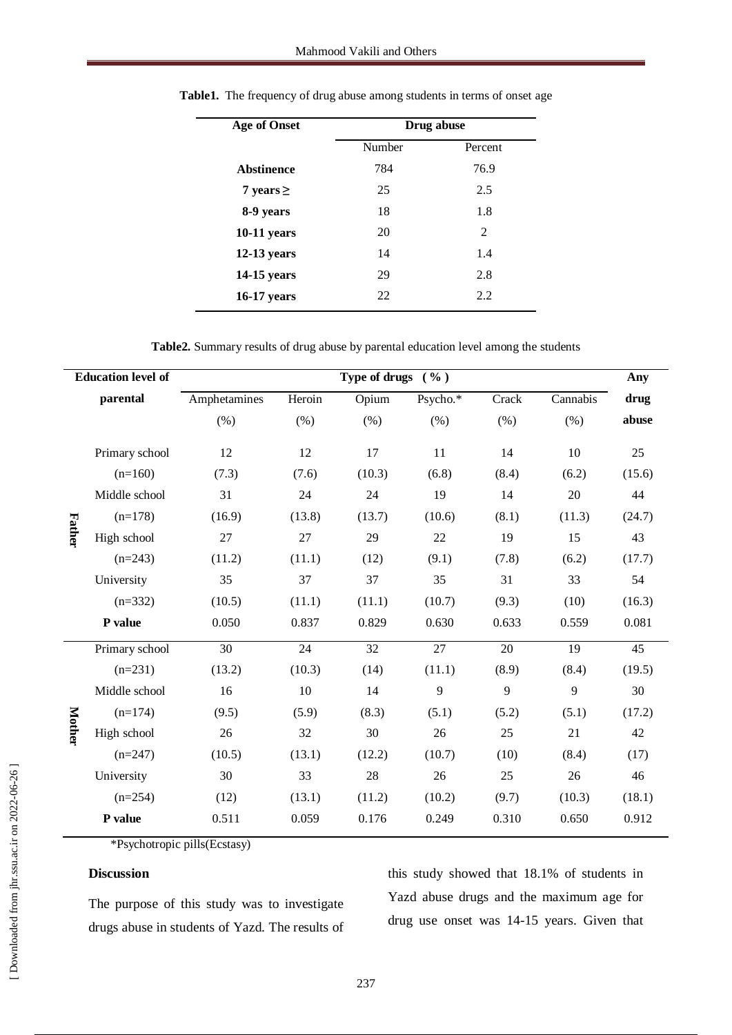**Table1.** The frequency of drug abuse among students in terms of onset age

| Age of Onset | Drug abuse | |
|---|---|---|
| | Number | Percent |
| **Abstinence** | 784 | 76.9 |
| **7 years ≥** | 25 | 2.5 |
| **8-9 years** | 18 | 1.8 |
| **10-11 years** | 20 | 2 |
| **12-13 years** | 14 | 1.4 |
| **14-15 years** | 29 | 2.8 |
| **16-17 years** | 22 | 2.2 |

**Table2.** Summary results of drug abuse by parental education level among the students

| Education level of parental | | Type of drugs (%) | | | | | | Any drug abuse |
|---|---|---|---|---|---|---|---|---|
| | | Amphetamines (%) | Heroin (%) | Opium (%) | Psycho.* (%) | Crack (%) | Cannabis (%) | |
| **Father** | Primary school (n=160) | 12 (7.3) | 12 (7.6) | 17 (10.3) | 11 (6.8) | 14 (8.4) | 10 (6.2) | 25 (15.6) |
| | Middle school (n=178) | 31 (16.9) | 24 (13.8) | 24 (13.7) | 19 (10.6) | 14 (8.1) | 20 (11.3) | 44 (24.7) |
| | High school (n=243) | 27 (11.2) | 27 (11.1) | 29 (12) | 22 (9.1) | 19 (7.8) | 15 (6.2) | 43 (17.7) |
| | University (n=332) | 35 (10.5) | 37 (11.1) | 37 (11.1) | 35 (10.7) | 31 (9.3) | 33 (10) | 54 (16.3) |
| | **P value** | 0.050 | 0.837 | 0.829 | 0.630 | 0.633 | 0.559 | 0.081 |
| **Mother** | Primary school (n=231) | 30 (13.2) | 24 (10.3) | 32 (14) | 27 (11.1) | 20 (8.9) | 19 (8.4) | 45 (19.5) |
| | Middle school (n=174) | 16 (9.5) | 10 (5.9) | 14 (8.3) | 9 (5.1) | 9 (5.2) | 9 (5.1) | 30 (17.2) |
| | High school (n=247) | 26 (10.5) | 32 (13.1) | 30 (12.2) | 26 (10.7) | 25 (10) | 21 (8.4) | 42 (17) |
| | University (n=254) | 30 (12) | 33 (13.1) | 28 (11.2) | 26 (10.2) | 25 (9.7) | 26 (10.3) | 46 (18.1) |
| | **P value** | 0.511 | 0.059 | 0.176 | 0.249 | 0.310 | 0.650 | 0.912 |

*Psychotropic pills(Ecstasy)

## Discussion

The purpose of this study was to investigate drugs abuse in students of Yazd. The results of this study showed that 18.1% of students in Yazd abuse drugs and the maximum age for drug use onset was 14-15 years. Given that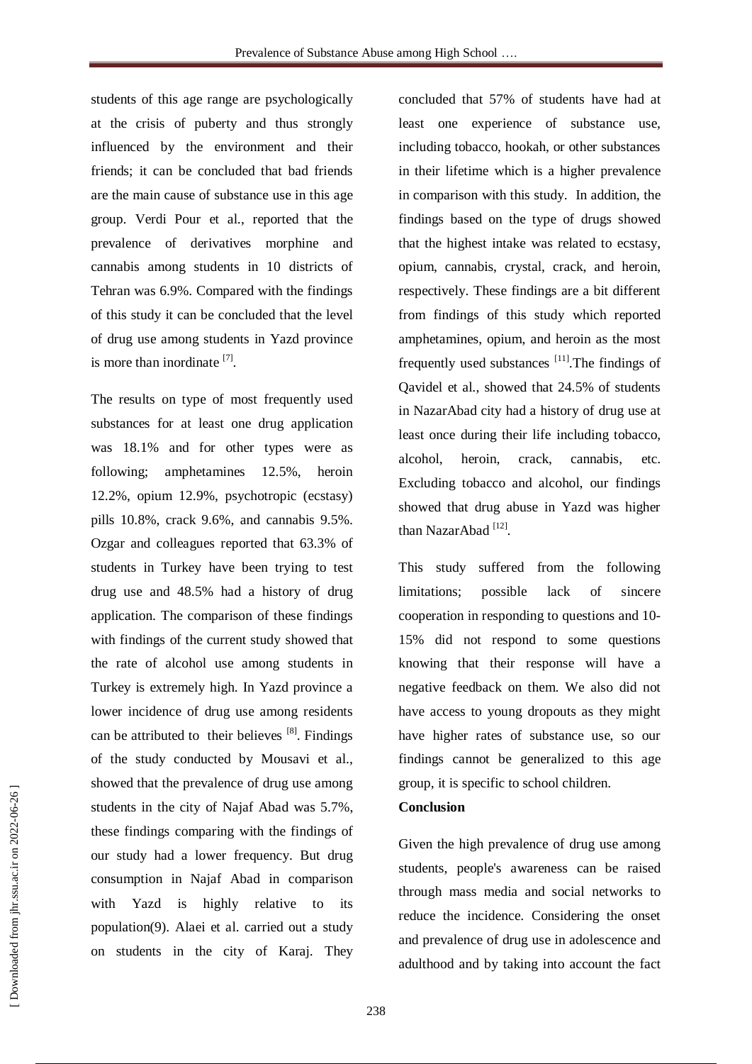students of this age range are psychologically at the crisis of puberty and thus strongly influenced by the environment and their friends; it can be concluded that bad friends are the main cause of substance use in this age group. Verdi Pour et al., reported that the prevalence of derivatives morphine and cannabis among students in 10 districts of Tehran was 6.9%. Compared with the findings of this study it can be concluded that the level of drug use among students in Yazd province is more than inordinate [7].

The results on type of most frequently used substances for at least one drug application was 18.1% and for other types were as following; amphetamines 12.5%, heroin 12.2%, opium 12.9%, psychotropic (ecstasy) pills 10.8%, crack 9.6%, and cannabis 9.5%. Ozgar and colleagues reported that 63.3% of students in Turkey have been trying to test drug use and 48.5% had a history of drug application. The comparison of these findings with findings of the current study showed that the rate of alcohol use among students in Turkey is extremely high. In Yazd province a lower incidence of drug use among residents can be attributed to their believes [8]. Findings of the study conducted by Mousavi et al., showed that the prevalence of drug use among students in the city of Najaf Abad was 5.7%, these findings comparing with the findings of our study had a lower frequency. But drug consumption in Najaf Abad in comparison with Yazd is highly relative to its population(9). Alaei et al. carried out a study on students in the city of Karaj. They concluded that 57% of students have had at least one experience of substance use, including tobacco, hookah, or other substances in their lifetime which is a higher prevalence in comparison with this study. In addition, the findings based on the type of drugs showed that the highest intake was related to ecstasy, opium, cannabis, crystal, crack, and heroin, respectively. These findings are a bit different from findings of this study which reported amphetamines, opium, and heroin as the most frequently used substances [11].The findings of Qavidel et al., showed that 24.5% of students in NazarAbad city had a history of drug use at least once during their life including tobacco, alcohol, heroin, crack, cannabis, etc. Excluding tobacco and alcohol, our findings showed that drug abuse in Yazd was higher than NazarAbad [12].

This study suffered from the following limitations; possible lack of sincere cooperation in responding to questions and 10-15% did not respond to some questions knowing that their response will have a negative feedback on them. We also did not have access to young dropouts as they might have higher rates of substance use, so our findings cannot be generalized to this age group, it is specific to school children.

## Conclusion

Given the high prevalence of drug use among students, people's awareness can be raised through mass media and social networks to reduce the incidence. Considering the onset and prevalence of drug use in adolescence and adulthood and by taking into account the fact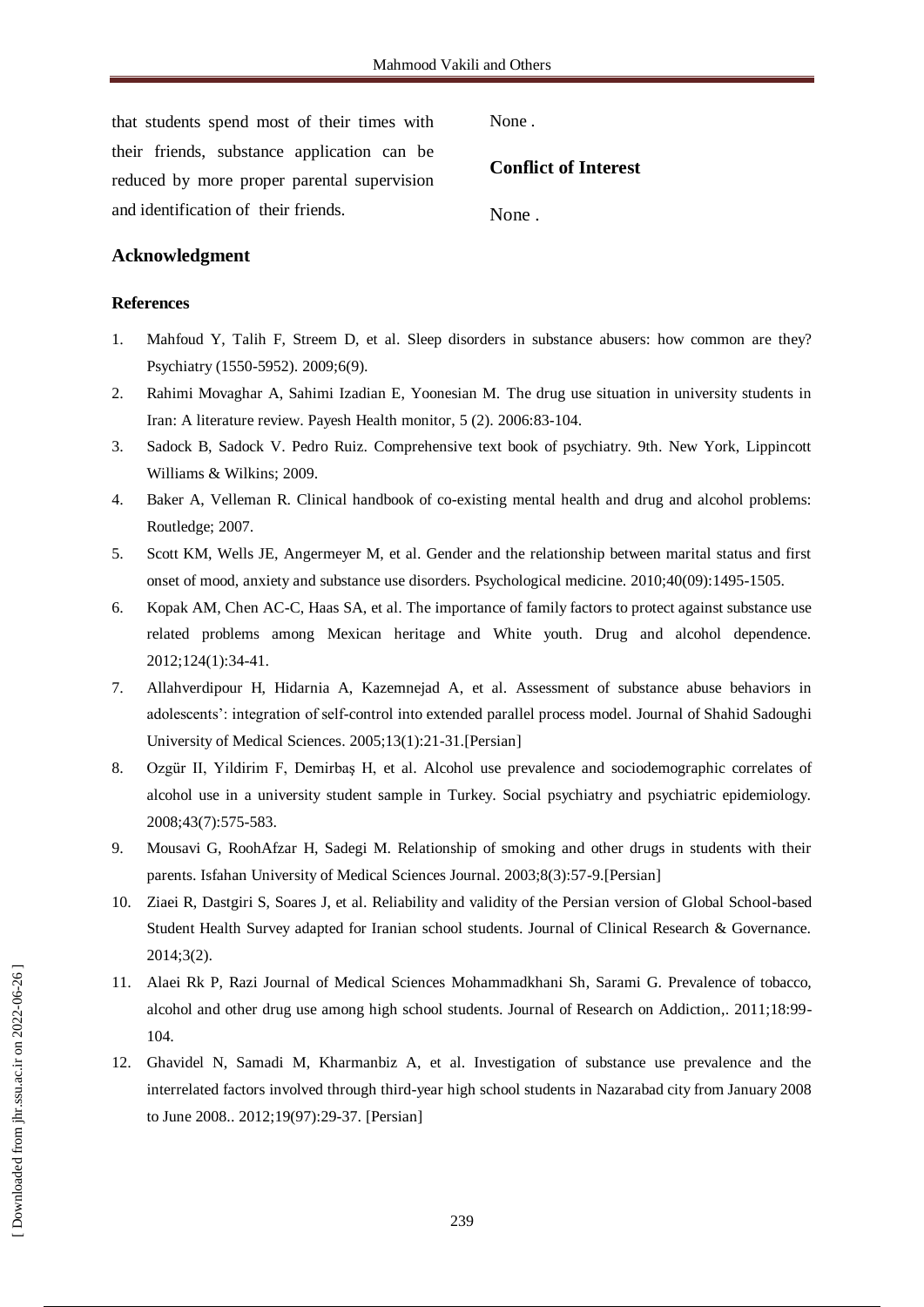that students spend most of their times with their friends, substance application can be reduced by more proper parental supervision and identification of their friends.

## Acknowledgment

None .

## Conflict of Interest

None .

### References

1. Mahfoud Y, Talih F, Streem D, et al. Sleep disorders in substance abusers: how common are they? Psychiatry (1550-5952). 2009;6(9).
2. Rahimi Movaghar A, Sahimi Izadian E, Yoonesian M. The drug use situation in university students in Iran: A literature review. Payesh Health monitor, 5 (2). 2006:83-104.
3. Sadock B, Sadock V. Pedro Ruiz. Comprehensive text book of psychiatry. 9th. New York, Lippincott Williams & Wilkins; 2009.
4. Baker A, Velleman R. Clinical handbook of co-existing mental health and drug and alcohol problems: Routledge; 2007.
5. Scott KM, Wells JE, Angermeyer M, et al. Gender and the relationship between marital status and first onset of mood, anxiety and substance use disorders. Psychological medicine. 2010;40(09):1495-1505.
6. Kopak AM, Chen AC-C, Haas SA, et al. The importance of family factors to protect against substance use related problems among Mexican heritage and White youth. Drug and alcohol dependence. 2012;124(1):34-41.
7. Allahverdipour H, Hidarnia A, Kazemnejad A, et al. Assessment of substance abuse behaviors in adolescents': integration of self-control into extended parallel process model. Journal of Shahid Sadoughi University of Medical Sciences. 2005;13(1):21-31.[Persian]
8. Ozgür II, Yildirim F, Demirbaş H, et al. Alcohol use prevalence and sociodemographic correlates of alcohol use in a university student sample in Turkey. Social psychiatry and psychiatric epidemiology. 2008;43(7):575-583.
9. Mousavi G, RoohAfzar H, Sadegi M. Relationship of smoking and other drugs in students with their parents. Isfahan University of Medical Sciences Journal. 2003;8(3):57-9.[Persian]
10. Ziaei R, Dastgiri S, Soares J, et al. Reliability and validity of the Persian version of Global School-based Student Health Survey adapted for Iranian school students. Journal of Clinical Research & Governance. 2014;3(2).
11. Alaei Rk P, Razi Journal of Medical Sciences Mohammadkhani Sh, Sarami G. Prevalence of tobacco, alcohol and other drug use among high school students. Journal of Research on Addiction,. 2011;18:99-104.
12. Ghavidel N, Samadi M, Kharmanbiz A, et al. Investigation of substance use prevalence and the interrelated factors involved through third-year high school students in Nazarabad city from January 2008 to June 2008.. 2012;19(97):29-37. [Persian]